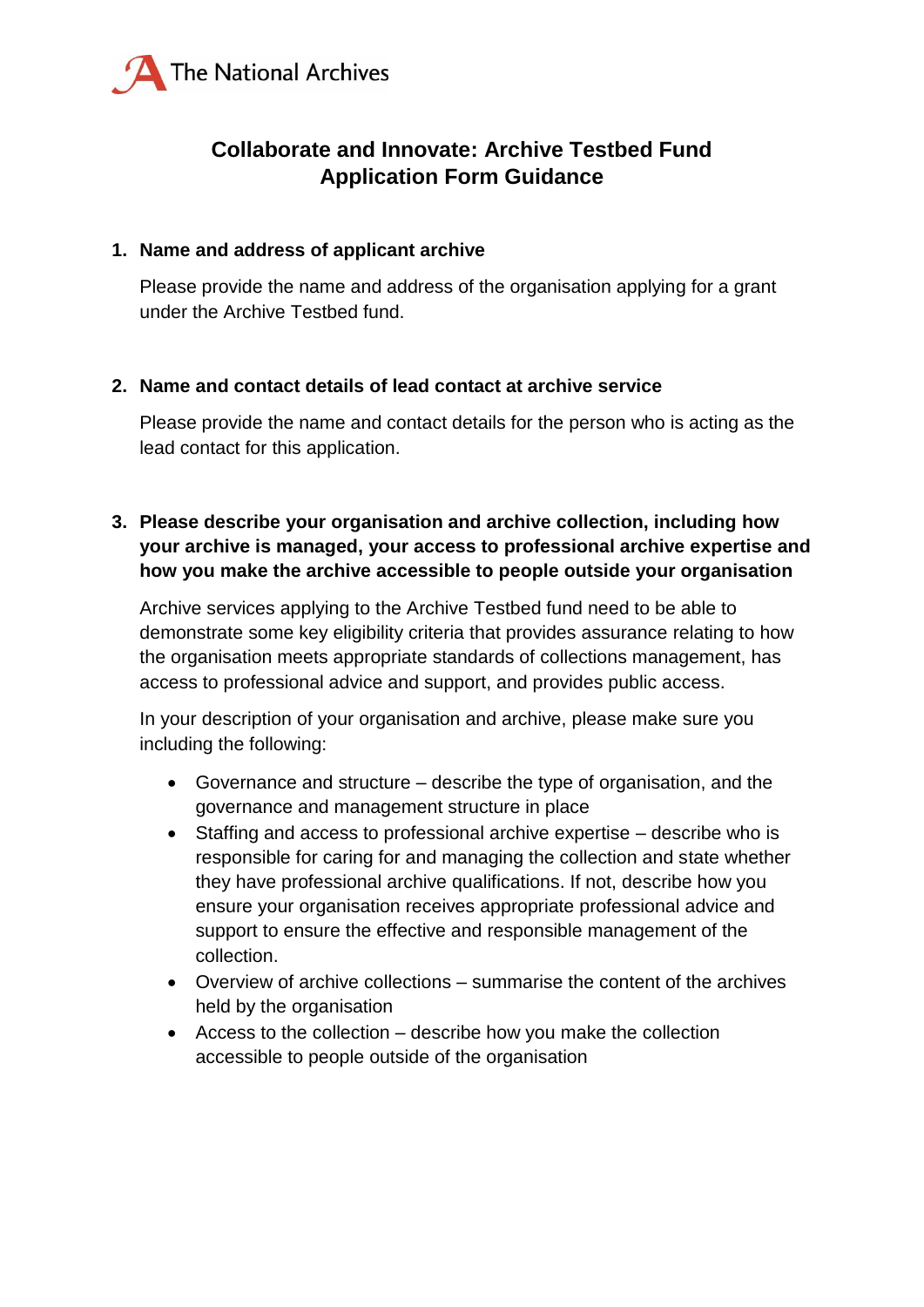The National Archives

# Collaborate and Innovate: Archive Testbed Fund Application Form Guidance

## 1. Name and address of applicant archive

Please provide the name and address of the organisation applying for a grant under the Archive Testbed fund.

## 2. Name and contact details of lead contact at archive service

Please provide the name and contact details for the person who is acting as the lead contact for this application.

## 3. Please describe your organisation and archive collection, including how your archive is managed, your access to professional archive expertise and how you make the archive accessible to people outside your organisation

Archive services applying to the Archive Testbed fund need to be able to demonstrate some key eligibility criteria that provides assurance relating to how the organisation meets appropriate standards of collections management, has access to professional advice and support, and provides public access.

In your description of your organisation and archive, please make sure you including the following:

- Governance and structure – describe the type of organisation, and the governance and management structure in place
- Staffing and access to professional archive expertise – describe who is responsible for caring for and managing the collection and state whether they have professional archive qualifications. If not, describe how you ensure your organisation receives appropriate professional advice and support to ensure the effective and responsible management of the collection.
- Overview of archive collections – summarise the content of the archives held by the organisation
- Access to the collection – describe how you make the collection accessible to people outside of the organisation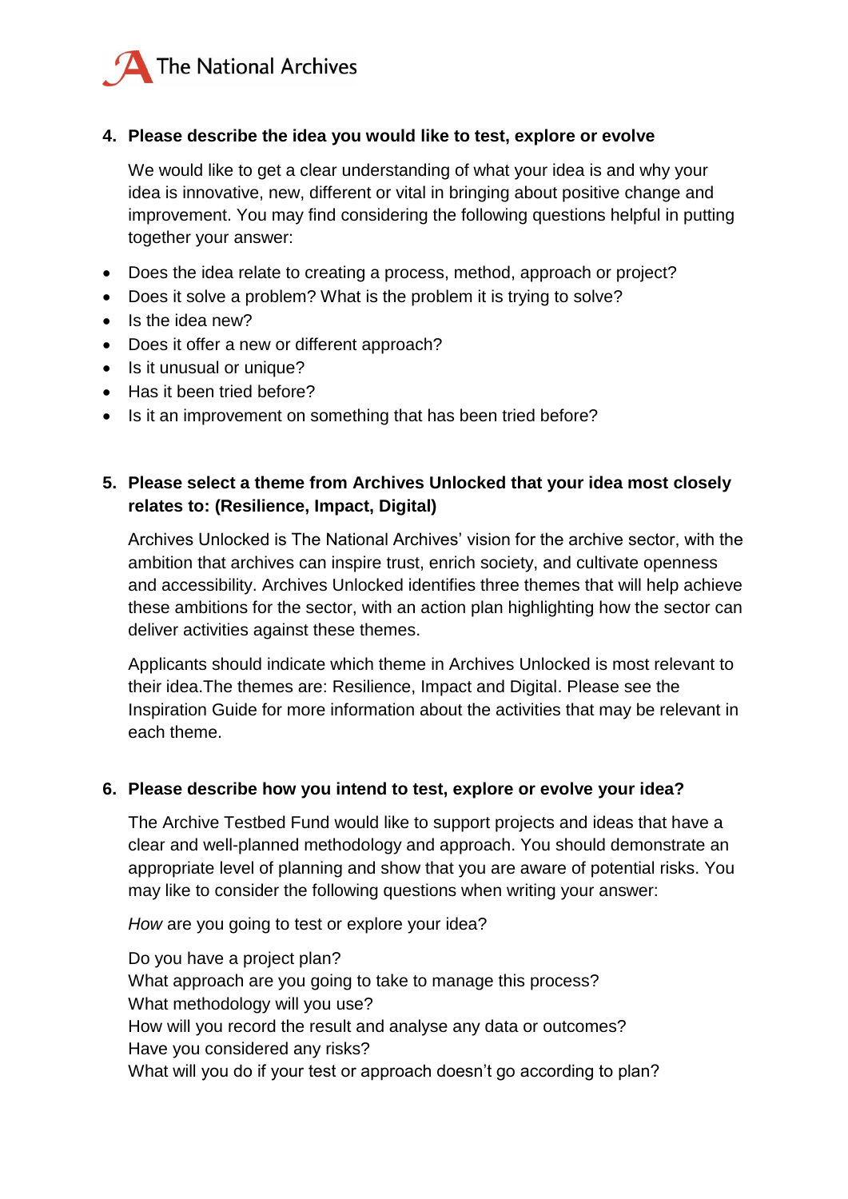**4. Please describe the idea you would like to test, explore or evolve**

We would like to get a clear understanding of what your idea is and why your idea is innovative, new, different or vital in bringing about positive change and improvement. You may find considering the following questions helpful in putting together your answer:

- Does the idea relate to creating a process, method, approach or project?
- Does it solve a problem? What is the problem it is trying to solve?
- Is the idea new?
- Does it offer a new or different approach?
- Is it unusual or unique?
- Has it been tried before?
- Is it an improvement on something that has been tried before?

**5. Please select a theme from Archives Unlocked that your idea most closely relates to: (Resilience, Impact, Digital)**

Archives Unlocked is The National Archives' vision for the archive sector, with the ambition that archives can inspire trust, enrich society, and cultivate openness and accessibility. Archives Unlocked identifies three themes that will help achieve these ambitions for the sector, with an action plan highlighting how the sector can deliver activities against these themes.

Applicants should indicate which theme in Archives Unlocked is most relevant to their idea.The themes are: Resilience, Impact and Digital. Please see the Inspiration Guide for more information about the activities that may be relevant in each theme.

**6. Please describe how you intend to test, explore or evolve your idea?**

The Archive Testbed Fund would like to support projects and ideas that have a clear and well-planned methodology and approach. You should demonstrate an appropriate level of planning and show that you are aware of potential risks. You may like to consider the following questions when writing your answer:

*How* are you going to test or explore your idea?

Do you have a project plan?
What approach are you going to take to manage this process?
What methodology will you use?
How will you record the result and analyse any data or outcomes?
Have you considered any risks?
What will you do if your test or approach doesn't go according to plan?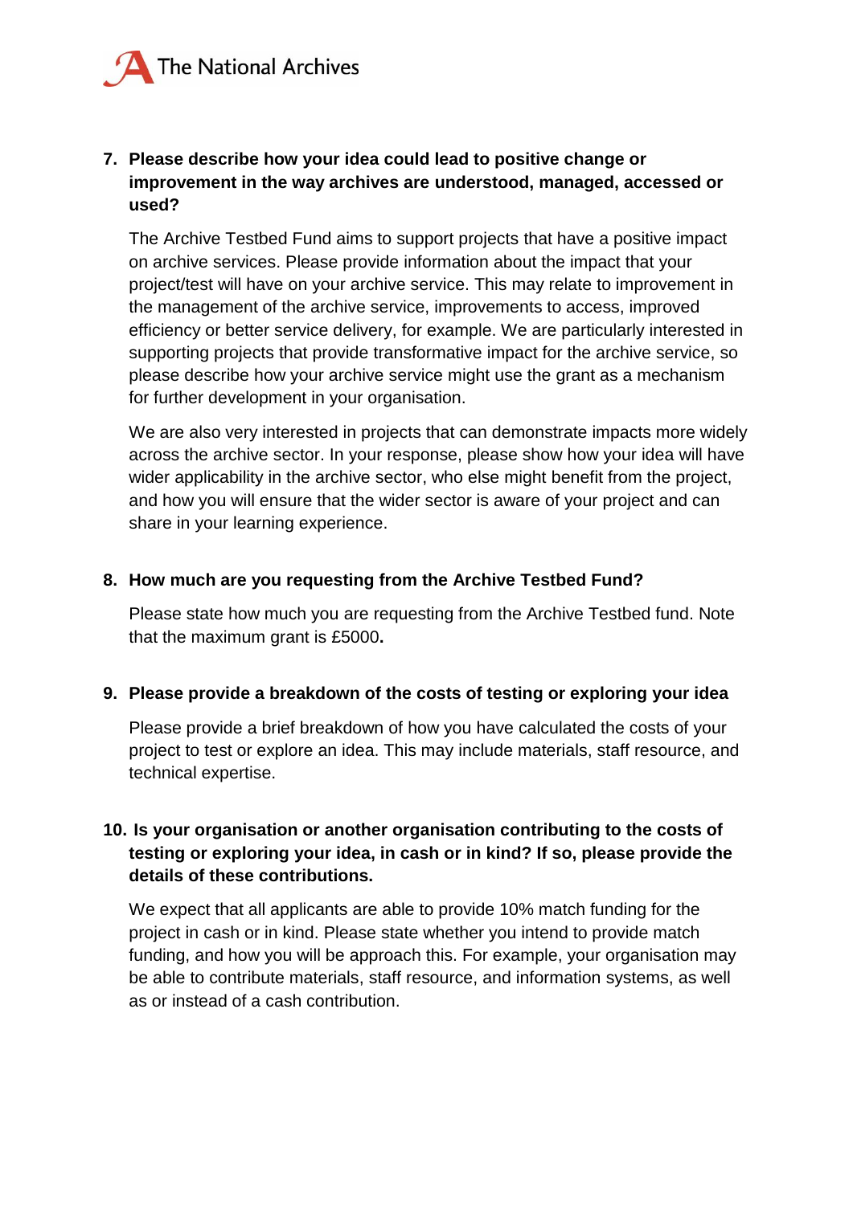7. **Please describe how your idea could lead to positive change or improvement in the way archives are understood, managed, accessed or used?**

   The Archive Testbed Fund aims to support projects that have a positive impact on archive services. Please provide information about the impact that your project/test will have on your archive service. This may relate to improvement in the management of the archive service, improvements to access, improved efficiency or better service delivery, for example. We are particularly interested in supporting projects that provide transformative impact for the archive service, so please describe how your archive service might use the grant as a mechanism for further development in your organisation.

   We are also very interested in projects that can demonstrate impacts more widely across the archive sector. In your response, please show how your idea will have wider applicability in the archive sector, who else might benefit from the project, and how you will ensure that the wider sector is aware of your project and can share in your learning experience.

8. **How much are you requesting from the Archive Testbed Fund?**

   Please state how much you are requesting from the Archive Testbed fund. Note that the maximum grant is £5000**.**

9. **Please provide a breakdown of the costs of testing or exploring your idea**

   Please provide a brief breakdown of how you have calculated the costs of your project to test or explore an idea. This may include materials, staff resource, and technical expertise.

10. **Is your organisation or another organisation contributing to the costs of testing or exploring your idea, in cash or in kind? If so, please provide the details of these contributions.**

    We expect that all applicants are able to provide 10% match funding for the project in cash or in kind. Please state whether you intend to provide match funding, and how you will be approach this. For example, your organisation may be able to contribute materials, staff resource, and information systems, as well as or instead of a cash contribution.